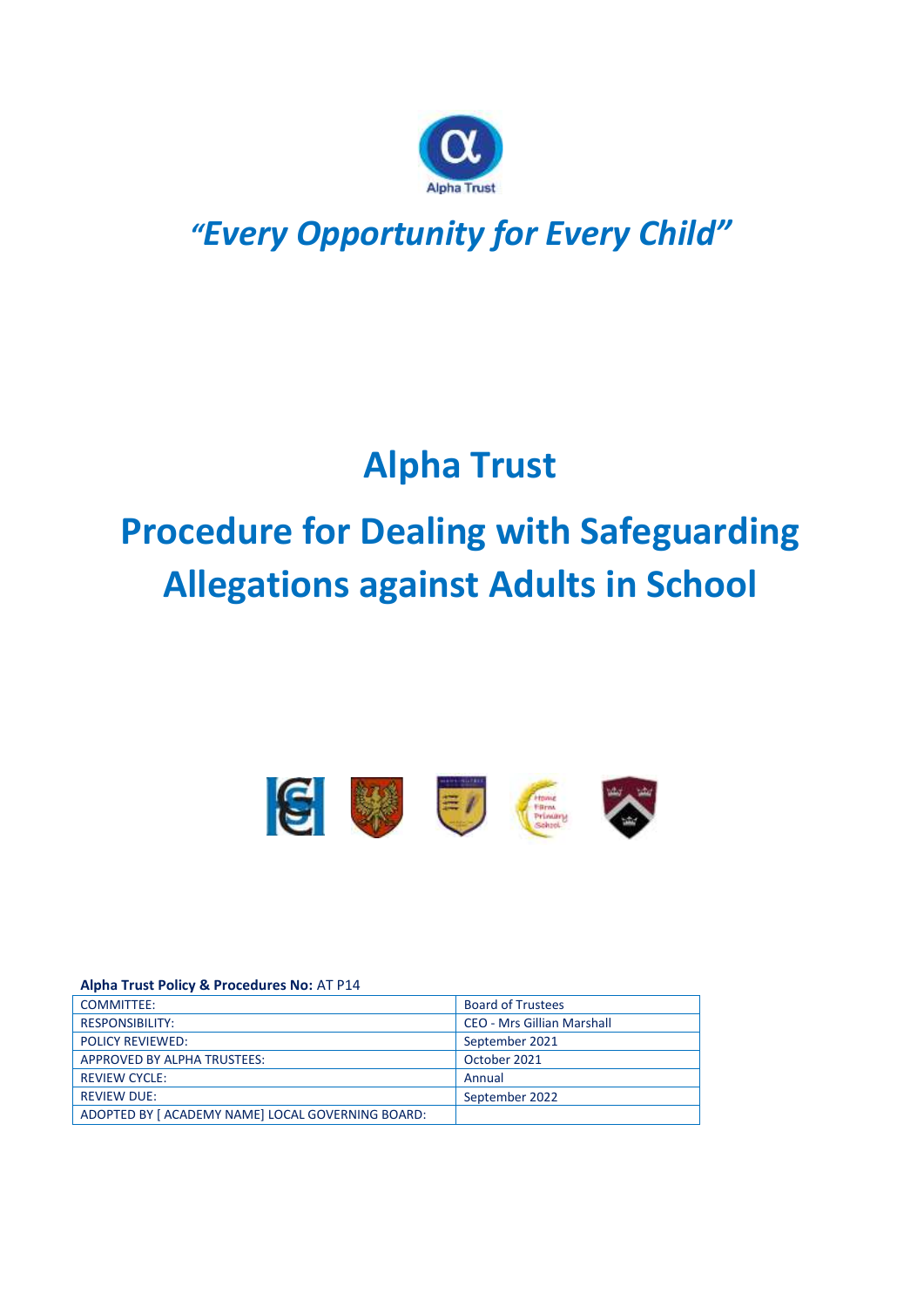Alpha Trust

*"Every Opportunity for Every Child"*

# Alpha Trust

# Procedure for Dealing with Safeguarding Allegations against Adults in School

**Alpha Trust Policy & Procedures No:** AT P14

| | |
|---|---|
| COMMITTEE: | Board of Trustees |
| RESPONSIBILITY: | CEO - Mrs Gillian Marshall |
| POLICY REVIEWED: | September 2021 |
| APPROVED BY ALPHA TRUSTEES: | October 2021 |
| REVIEW CYCLE: | Annual |
| REVIEW DUE: | September 2022 |
| ADOPTED BY [ ACADEMY NAME] LOCAL GOVERNING BOARD: | |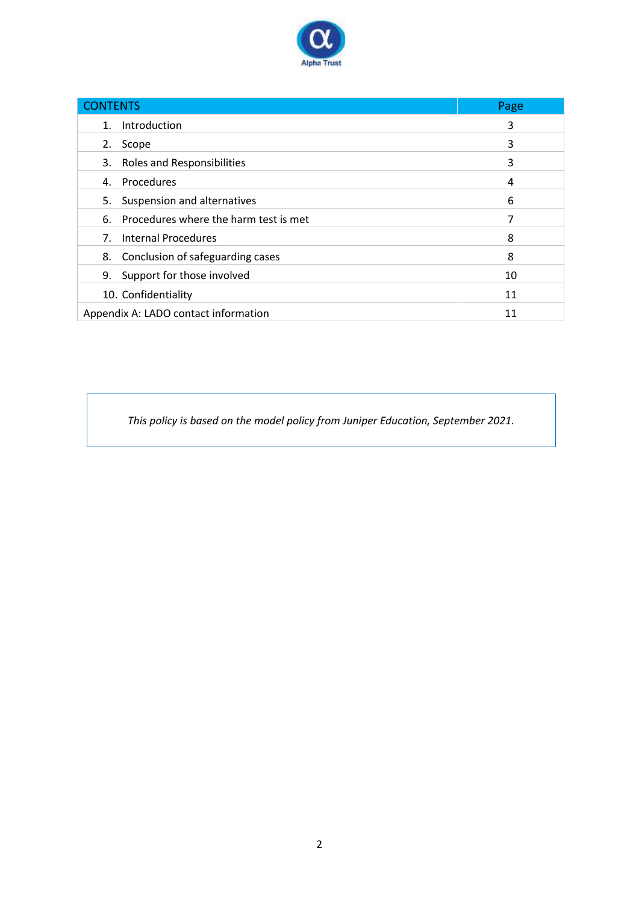| CONTENTS | Page |
|---|---|
| 1. Introduction | 3 |
| 2. Scope | 3 |
| 3. Roles and Responsibilities | 3 |
| 4. Procedures | 4 |
| 5. Suspension and alternatives | 6 |
| 6. Procedures where the harm test is met | 7 |
| 7. Internal Procedures | 8 |
| 8. Conclusion of safeguarding cases | 8 |
| 9. Support for those involved | 10 |
| 10. Confidentiality | 11 |
| Appendix A: LADO contact information | 11 |

*This policy is based on the model policy from Juniper Education, September 2021.*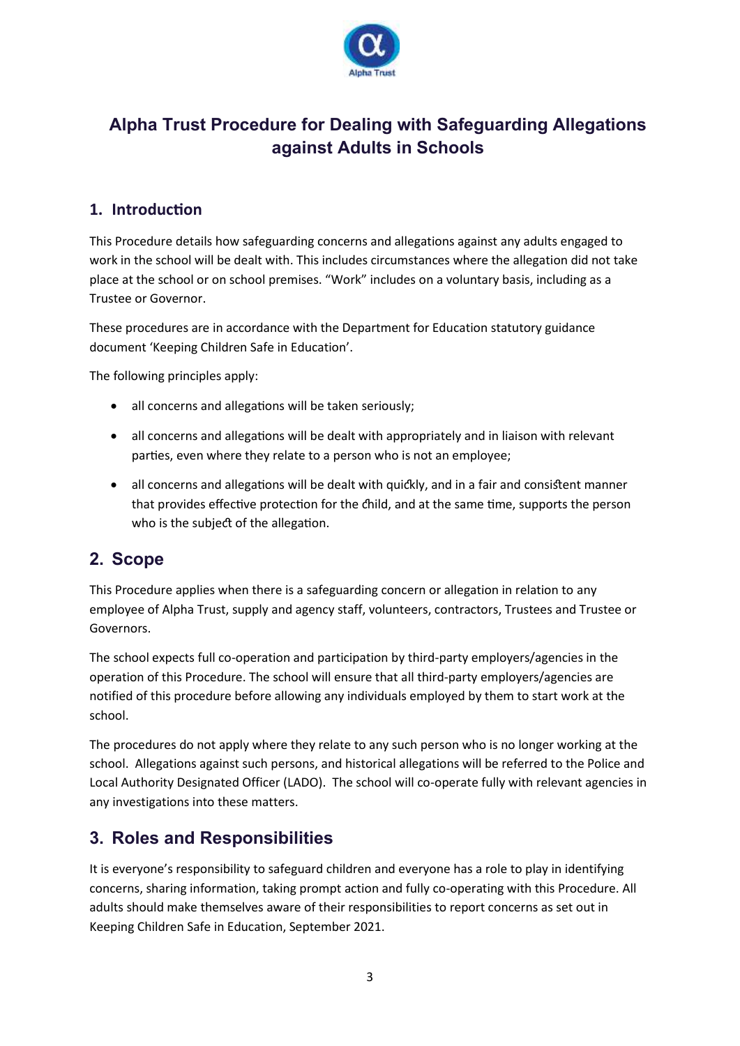# Alpha Trust Procedure for Dealing with Safeguarding Allegations against Adults in Schools

## 1. Introduction

This Procedure details how safeguarding concerns and allegations against any adults engaged to work in the school will be dealt with. This includes circumstances where the allegation did not take place at the school or on school premises. "Work" includes on a voluntary basis, including as a Trustee or Governor.

These procedures are in accordance with the Department for Education statutory guidance document 'Keeping Children Safe in Education'.

The following principles apply:

- all concerns and allegations will be taken seriously;
- all concerns and allegations will be dealt with appropriately and in liaison with relevant parties, even where they relate to a person who is not an employee;
- all concerns and allegations will be dealt with quickly, and in a fair and consistent manner that provides effective protection for the child, and at the same time, supports the person who is the subject of the allegation.

## 2. Scope

This Procedure applies when there is a safeguarding concern or allegation in relation to any employee of Alpha Trust, supply and agency staff, volunteers, contractors, Trustees and Trustee or Governors.

The school expects full co-operation and participation by third-party employers/agencies in the operation of this Procedure. The school will ensure that all third-party employers/agencies are notified of this procedure before allowing any individuals employed by them to start work at the school.

The procedures do not apply where they relate to any such person who is no longer working at the school. Allegations against such persons, and historical allegations will be referred to the Police and Local Authority Designated Officer (LADO). The school will co-operate fully with relevant agencies in any investigations into these matters.

## 3. Roles and Responsibilities

It is everyone's responsibility to safeguard children and everyone has a role to play in identifying concerns, sharing information, taking prompt action and fully co-operating with this Procedure. All adults should make themselves aware of their responsibilities to report concerns as set out in Keeping Children Safe in Education, September 2021.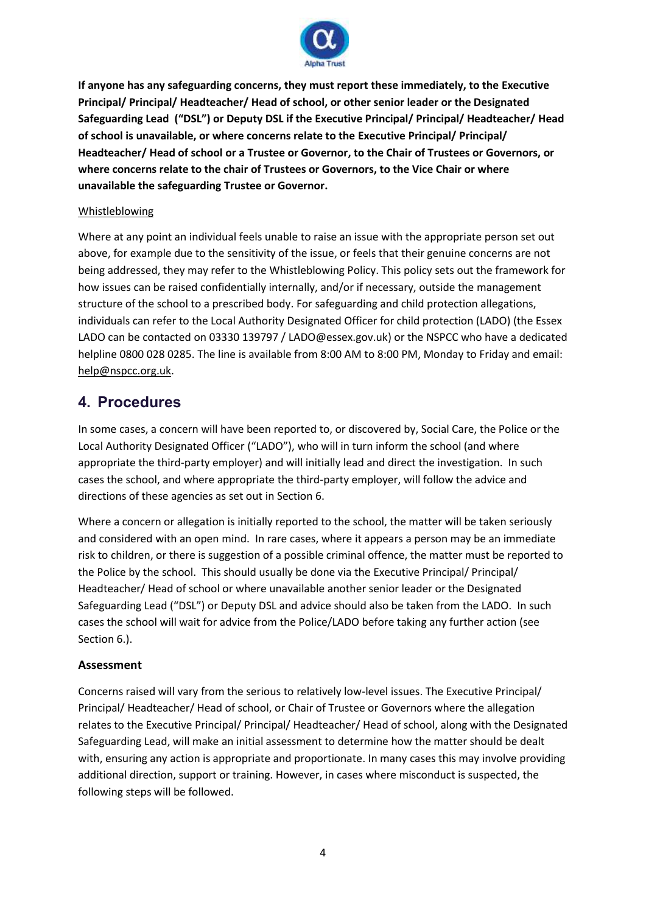**If anyone has any safeguarding concerns, they must report these immediately, to the Executive Principal/ Principal/ Headteacher/ Head of school, or other senior leader or the Designated Safeguarding Lead ("DSL") or Deputy DSL if the Executive Principal/ Principal/ Headteacher/ Head of school is unavailable, or where concerns relate to the Executive Principal/ Principal/ Headteacher/ Head of school or a Trustee or Governor, to the Chair of Trustees or Governors, or where concerns relate to the chair of Trustees or Governors, to the Vice Chair or where unavailable the safeguarding Trustee or Governor.**

Whistleblowing

Where at any point an individual feels unable to raise an issue with the appropriate person set out above, for example due to the sensitivity of the issue, or feels that their genuine concerns are not being addressed, they may refer to the Whistleblowing Policy. This policy sets out the framework for how issues can be raised confidentially internally, and/or if necessary, outside the management structure of the school to a prescribed body. For safeguarding and child protection allegations, individuals can refer to the Local Authority Designated Officer for child protection (LADO) (the Essex LADO can be contacted on 03330 139797 / LADO@essex.gov.uk) or the NSPCC who have a dedicated helpline 0800 028 0285. The line is available from 8:00 AM to 8:00 PM, Monday to Friday and email: help@nspcc.org.uk.

## 4. Procedures

In some cases, a concern will have been reported to, or discovered by, Social Care, the Police or the Local Authority Designated Officer ("LADO"), who will in turn inform the school (and where appropriate the third-party employer) and will initially lead and direct the investigation. In such cases the school, and where appropriate the third-party employer, will follow the advice and directions of these agencies as set out in Section 6.

Where a concern or allegation is initially reported to the school, the matter will be taken seriously and considered with an open mind. In rare cases, where it appears a person may be an immediate risk to children, or there is suggestion of a possible criminal offence, the matter must be reported to the Police by the school. This should usually be done via the Executive Principal/ Principal/ Headteacher/ Head of school or where unavailable another senior leader or the Designated Safeguarding Lead ("DSL") or Deputy DSL and advice should also be taken from the LADO. In such cases the school will wait for advice from the Police/LADO before taking any further action (see Section 6.).

**Assessment**

Concerns raised will vary from the serious to relatively low-level issues. The Executive Principal/ Principal/ Headteacher/ Head of school, or Chair of Trustee or Governors where the allegation relates to the Executive Principal/ Principal/ Headteacher/ Head of school, along with the Designated Safeguarding Lead, will make an initial assessment to determine how the matter should be dealt with, ensuring any action is appropriate and proportionate. In many cases this may involve providing additional direction, support or training. However, in cases where misconduct is suspected, the following steps will be followed.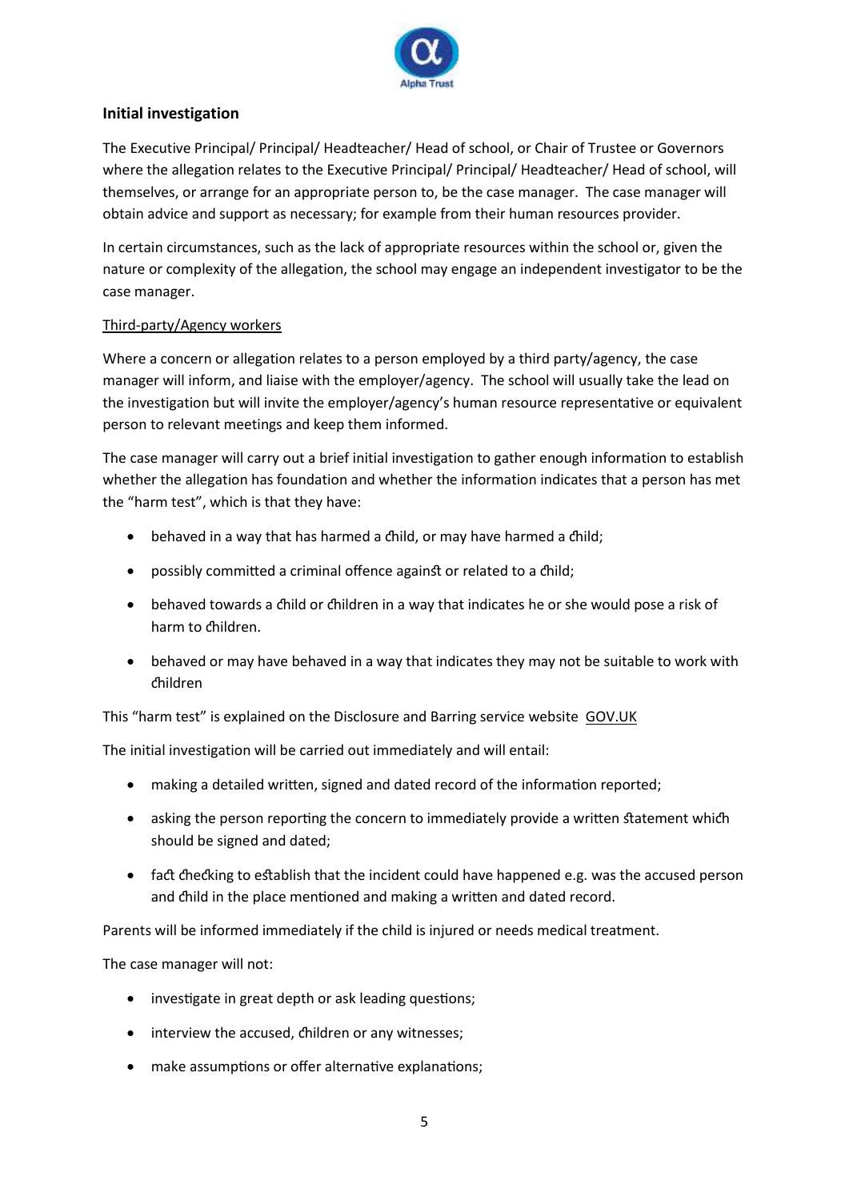## Initial investigation

The Executive Principal/ Principal/ Headteacher/ Head of school, or Chair of Trustee or Governors where the allegation relates to the Executive Principal/ Principal/ Headteacher/ Head of school, will themselves, or arrange for an appropriate person to, be the case manager. The case manager will obtain advice and support as necessary; for example from their human resources provider.

In certain circumstances, such as the lack of appropriate resources within the school or, given the nature or complexity of the allegation, the school may engage an independent investigator to be the case manager.

Third-party/Agency workers

Where a concern or allegation relates to a person employed by a third party/agency, the case manager will inform, and liaise with the employer/agency. The school will usually take the lead on the investigation but will invite the employer/agency's human resource representative or equivalent person to relevant meetings and keep them informed.

The case manager will carry out a brief initial investigation to gather enough information to establish whether the allegation has foundation and whether the information indicates that a person has met the "harm test", which is that they have:

- behaved in a way that has harmed a child, or may have harmed a child;
- possibly committed a criminal offence against or related to a child;
- behaved towards a child or children in a way that indicates he or she would pose a risk of harm to children.
- behaved or may have behaved in a way that indicates they may not be suitable to work with children

This "harm test" is explained on the Disclosure and Barring service website GOV.UK

The initial investigation will be carried out immediately and will entail:

- making a detailed written, signed and dated record of the information reported;
- asking the person reporting the concern to immediately provide a written statement which should be signed and dated;
- fact checking to establish that the incident could have happened e.g. was the accused person and child in the place mentioned and making a written and dated record.

Parents will be informed immediately if the child is injured or needs medical treatment.

The case manager will not:

- investigate in great depth or ask leading questions;
- interview the accused, children or any witnesses;
- make assumptions or offer alternative explanations;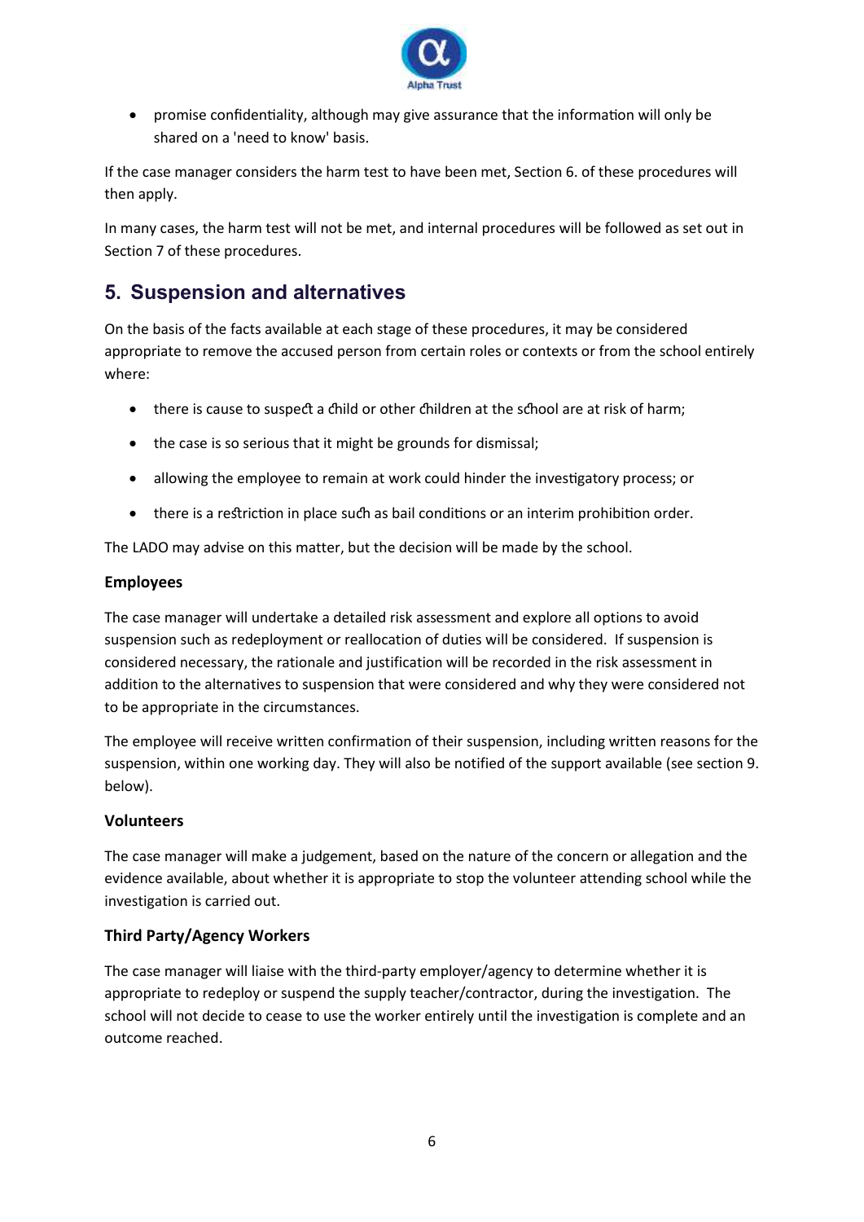- promise confidentiality, although may give assurance that the information will only be shared on a 'need to know' basis.

If the case manager considers the harm test to have been met, Section 6. of these procedures will then apply.

In many cases, the harm test will not be met, and internal procedures will be followed as set out in Section 7 of these procedures.

## 5. Suspension and alternatives

On the basis of the facts available at each stage of these procedures, it may be considered appropriate to remove the accused person from certain roles or contexts or from the school entirely where:

- there is cause to suspect a child or other children at the school are at risk of harm;
- the case is so serious that it might be grounds for dismissal;
- allowing the employee to remain at work could hinder the investigatory process; or
- there is a restriction in place such as bail conditions or an interim prohibition order.

The LADO may advise on this matter, but the decision will be made by the school.

**Employees**

The case manager will undertake a detailed risk assessment and explore all options to avoid suspension such as redeployment or reallocation of duties will be considered. If suspension is considered necessary, the rationale and justification will be recorded in the risk assessment in addition to the alternatives to suspension that were considered and why they were considered not to be appropriate in the circumstances.

The employee will receive written confirmation of their suspension, including written reasons for the suspension, within one working day. They will also be notified of the support available (see section 9. below).

**Volunteers**

The case manager will make a judgement, based on the nature of the concern or allegation and the evidence available, about whether it is appropriate to stop the volunteer attending school while the investigation is carried out.

**Third Party/Agency Workers**

The case manager will liaise with the third-party employer/agency to determine whether it is appropriate to redeploy or suspend the supply teacher/contractor, during the investigation. The school will not decide to cease to use the worker entirely until the investigation is complete and an outcome reached.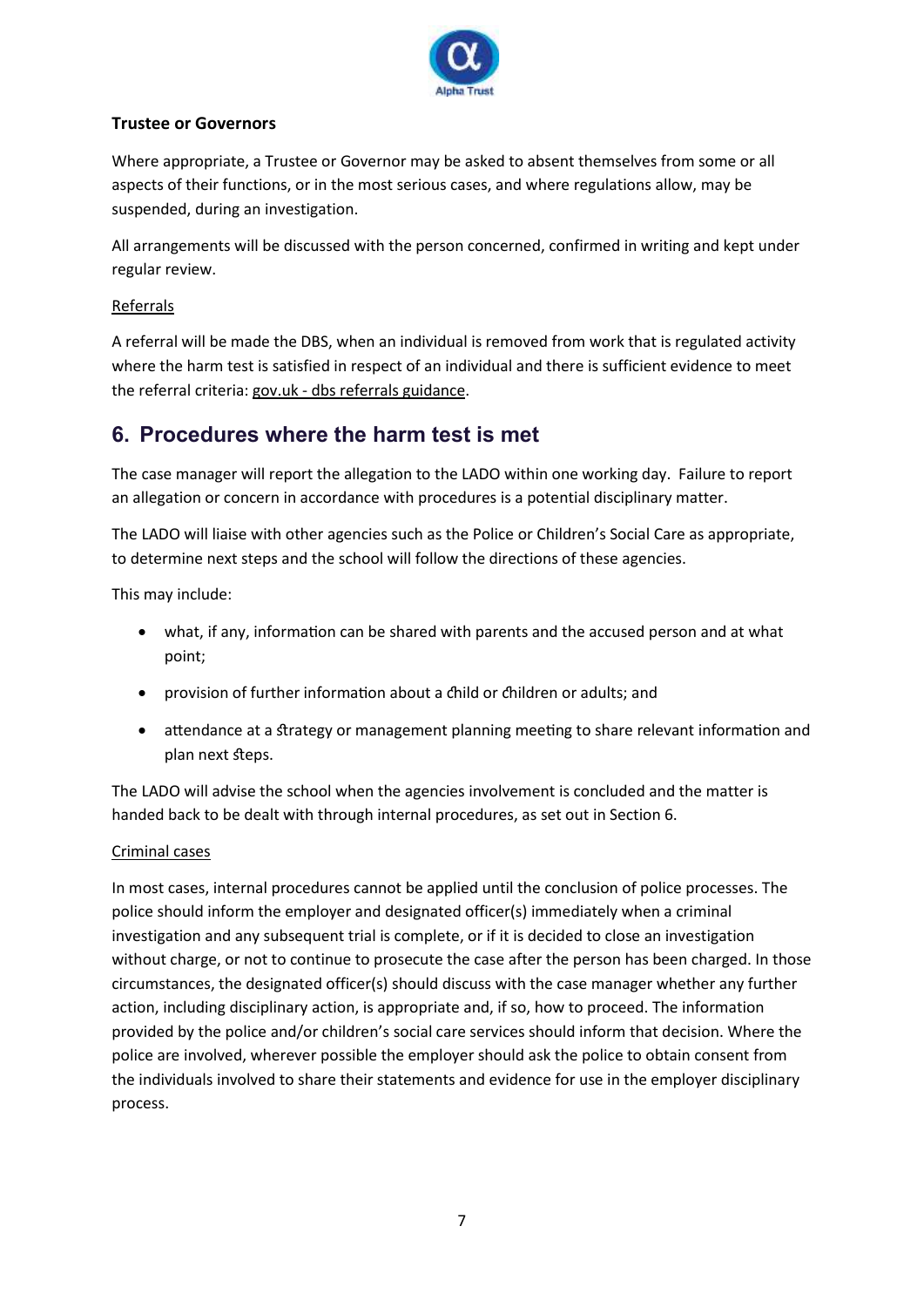**Trustee or Governors**

Where appropriate, a Trustee or Governor may be asked to absent themselves from some or all aspects of their functions, or in the most serious cases, and where regulations allow, may be suspended, during an investigation.

All arrangements will be discussed with the person concerned, confirmed in writing and kept under regular review.

Referrals

A referral will be made the DBS, when an individual is removed from work that is regulated activity where the harm test is satisfied in respect of an individual and there is sufficient evidence to meet the referral criteria: gov.uk - dbs referrals guidance.

## 6. Procedures where the harm test is met

The case manager will report the allegation to the LADO within one working day. Failure to report an allegation or concern in accordance with procedures is a potential disciplinary matter.

The LADO will liaise with other agencies such as the Police or Children's Social Care as appropriate, to determine next steps and the school will follow the directions of these agencies.

This may include:

- what, if any, information can be shared with parents and the accused person and at what point;
- provision of further information about a child or children or adults; and
- attendance at a strategy or management planning meeting to share relevant information and plan next steps.

The LADO will advise the school when the agencies involvement is concluded and the matter is handed back to be dealt with through internal procedures, as set out in Section 6.

Criminal cases

In most cases, internal procedures cannot be applied until the conclusion of police processes. The police should inform the employer and designated officer(s) immediately when a criminal investigation and any subsequent trial is complete, or if it is decided to close an investigation without charge, or not to continue to prosecute the case after the person has been charged. In those circumstances, the designated officer(s) should discuss with the case manager whether any further action, including disciplinary action, is appropriate and, if so, how to proceed. The information provided by the police and/or children's social care services should inform that decision. Where the police are involved, wherever possible the employer should ask the police to obtain consent from the individuals involved to share their statements and evidence for use in the employer disciplinary process.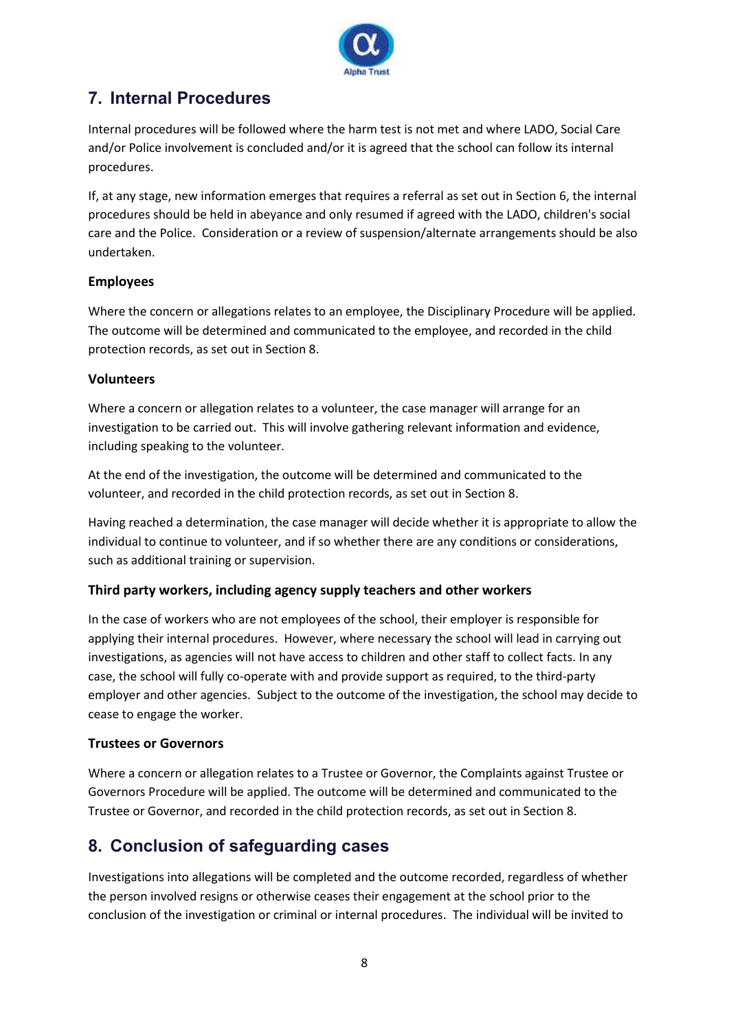## 7. Internal Procedures

Internal procedures will be followed where the harm test is not met and where LADO, Social Care and/or Police involvement is concluded and/or it is agreed that the school can follow its internal procedures.

If, at any stage, new information emerges that requires a referral as set out in Section 6, the internal procedures should be held in abeyance and only resumed if agreed with the LADO, children's social care and the Police. Consideration or a review of suspension/alternate arrangements should be also undertaken.

### Employees

Where the concern or allegations relates to an employee, the Disciplinary Procedure will be applied. The outcome will be determined and communicated to the employee, and recorded in the child protection records, as set out in Section 8.

### Volunteers

Where a concern or allegation relates to a volunteer, the case manager will arrange for an investigation to be carried out. This will involve gathering relevant information and evidence, including speaking to the volunteer.

At the end of the investigation, the outcome will be determined and communicated to the volunteer, and recorded in the child protection records, as set out in Section 8.

Having reached a determination, the case manager will decide whether it is appropriate to allow the individual to continue to volunteer, and if so whether there are any conditions or considerations, such as additional training or supervision.

### Third party workers, including agency supply teachers and other workers

In the case of workers who are not employees of the school, their employer is responsible for applying their internal procedures. However, where necessary the school will lead in carrying out investigations, as agencies will not have access to children and other staff to collect facts. In any case, the school will fully co-operate with and provide support as required, to the third-party employer and other agencies. Subject to the outcome of the investigation, the school may decide to cease to engage the worker.

### Trustees or Governors

Where a concern or allegation relates to a Trustee or Governor, the Complaints against Trustee or Governors Procedure will be applied. The outcome will be determined and communicated to the Trustee or Governor, and recorded in the child protection records, as set out in Section 8.

## 8. Conclusion of safeguarding cases

Investigations into allegations will be completed and the outcome recorded, regardless of whether the person involved resigns or otherwise ceases their engagement at the school prior to the conclusion of the investigation or criminal or internal procedures. The individual will be invited to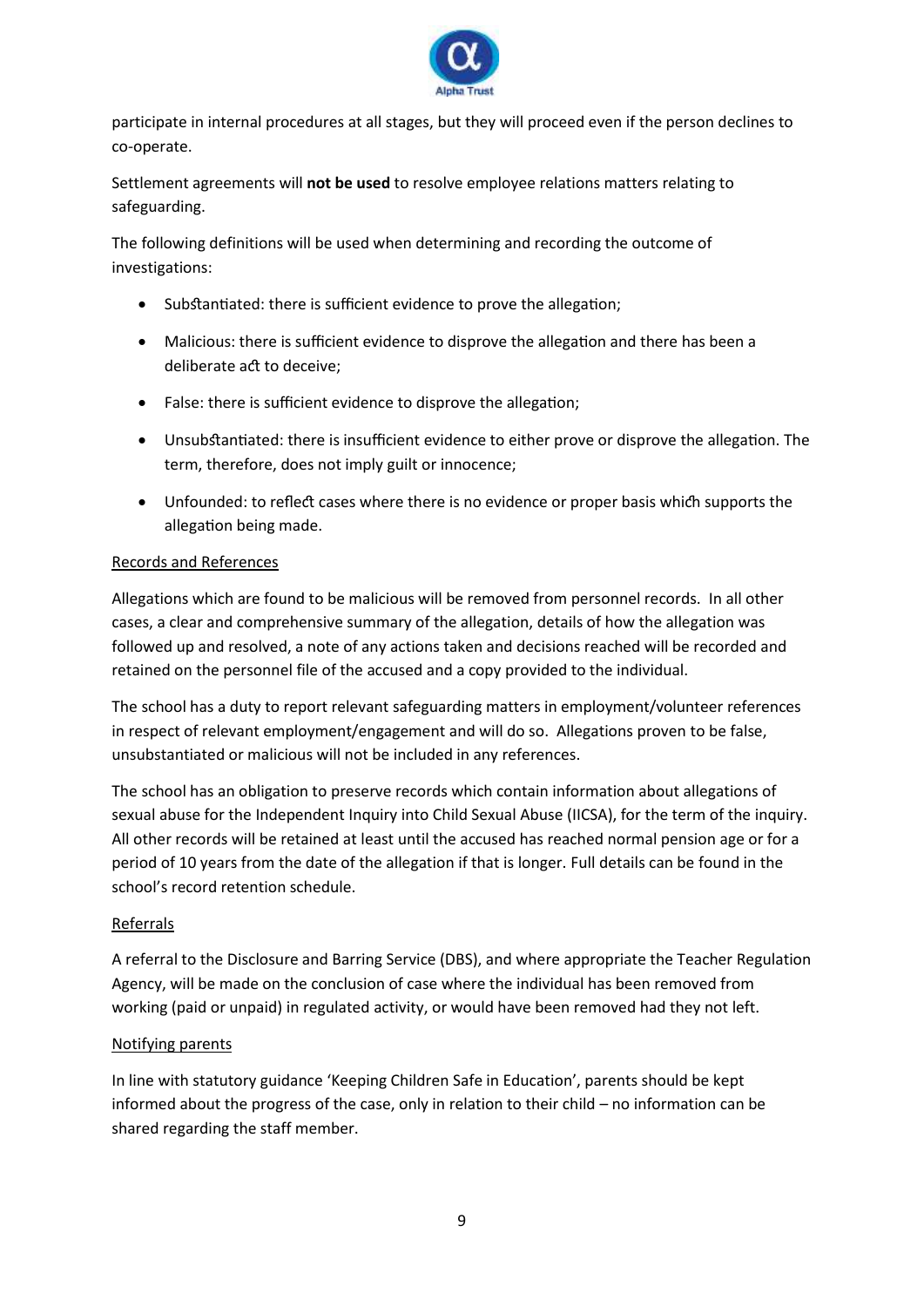participate in internal procedures at all stages, but they will proceed even if the person declines to co-operate.

Settlement agreements will **not be used** to resolve employee relations matters relating to safeguarding.

The following definitions will be used when determining and recording the outcome of investigations:

- Substantiated: there is sufficient evidence to prove the allegation;
- Malicious: there is sufficient evidence to disprove the allegation and there has been a deliberate act to deceive;
- False: there is sufficient evidence to disprove the allegation;
- Unsubstantiated: there is insufficient evidence to either prove or disprove the allegation. The term, therefore, does not imply guilt or innocence;
- Unfounded: to reflect cases where there is no evidence or proper basis which supports the allegation being made.

<u>Records and References</u>

Allegations which are found to be malicious will be removed from personnel records. In all other cases, a clear and comprehensive summary of the allegation, details of how the allegation was followed up and resolved, a note of any actions taken and decisions reached will be recorded and retained on the personnel file of the accused and a copy provided to the individual.

The school has a duty to report relevant safeguarding matters in employment/volunteer references in respect of relevant employment/engagement and will do so. Allegations proven to be false, unsubstantiated or malicious will not be included in any references.

The school has an obligation to preserve records which contain information about allegations of sexual abuse for the Independent Inquiry into Child Sexual Abuse (IICSA), for the term of the inquiry. All other records will be retained at least until the accused has reached normal pension age or for a period of 10 years from the date of the allegation if that is longer. Full details can be found in the school's record retention schedule.

<u>Referrals</u>

A referral to the Disclosure and Barring Service (DBS), and where appropriate the Teacher Regulation Agency, will be made on the conclusion of case where the individual has been removed from working (paid or unpaid) in regulated activity, or would have been removed had they not left.

<u>Notifying parents</u>

In line with statutory guidance 'Keeping Children Safe in Education', parents should be kept informed about the progress of the case, only in relation to their child – no information can be shared regarding the staff member.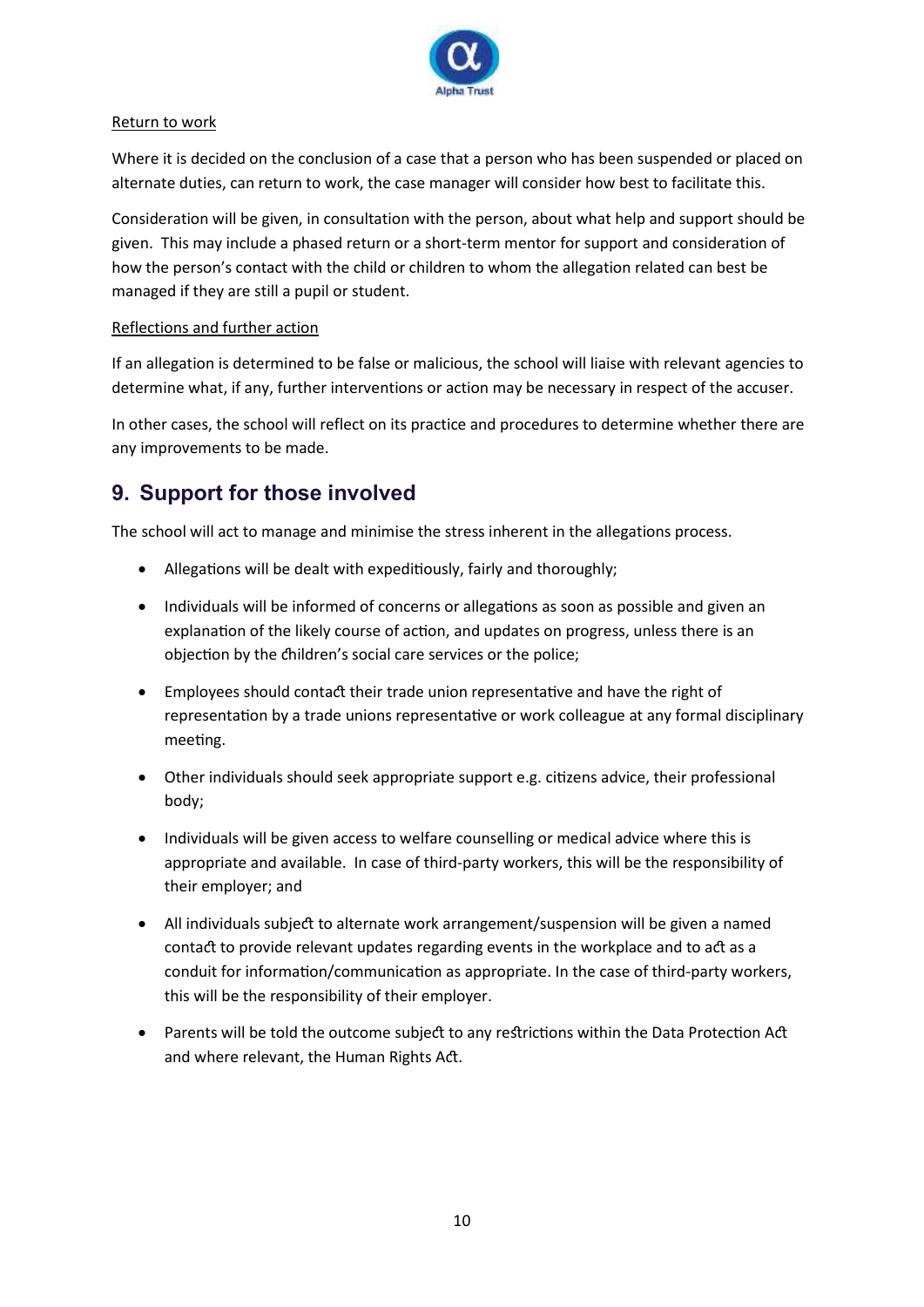Return to work

Where it is decided on the conclusion of a case that a person who has been suspended or placed on alternate duties, can return to work, the case manager will consider how best to facilitate this.

Consideration will be given, in consultation with the person, about what help and support should be given. This may include a phased return or a short-term mentor for support and consideration of how the person's contact with the child or children to whom the allegation related can best be managed if they are still a pupil or student.

Reflections and further action

If an allegation is determined to be false or malicious, the school will liaise with relevant agencies to determine what, if any, further interventions or action may be necessary in respect of the accuser.

In other cases, the school will reflect on its practice and procedures to determine whether there are any improvements to be made.

## 9. Support for those involved

The school will act to manage and minimise the stress inherent in the allegations process.

- Allegations will be dealt with expeditiously, fairly and thoroughly;
- Individuals will be informed of concerns or allegations as soon as possible and given an explanation of the likely course of action, and updates on progress, unless there is an objection by the children's social care services or the police;
- Employees should contact their trade union representative and have the right of representation by a trade unions representative or work colleague at any formal disciplinary meeting.
- Other individuals should seek appropriate support e.g. citizens advice, their professional body;
- Individuals will be given access to welfare counselling or medical advice where this is appropriate and available. In case of third-party workers, this will be the responsibility of their employer; and
- All individuals subject to alternate work arrangement/suspension will be given a named contact to provide relevant updates regarding events in the workplace and to act as a conduit for information/communication as appropriate. In the case of third-party workers, this will be the responsibility of their employer.
- Parents will be told the outcome subject to any restrictions within the Data Protection Act and where relevant, the Human Rights Act.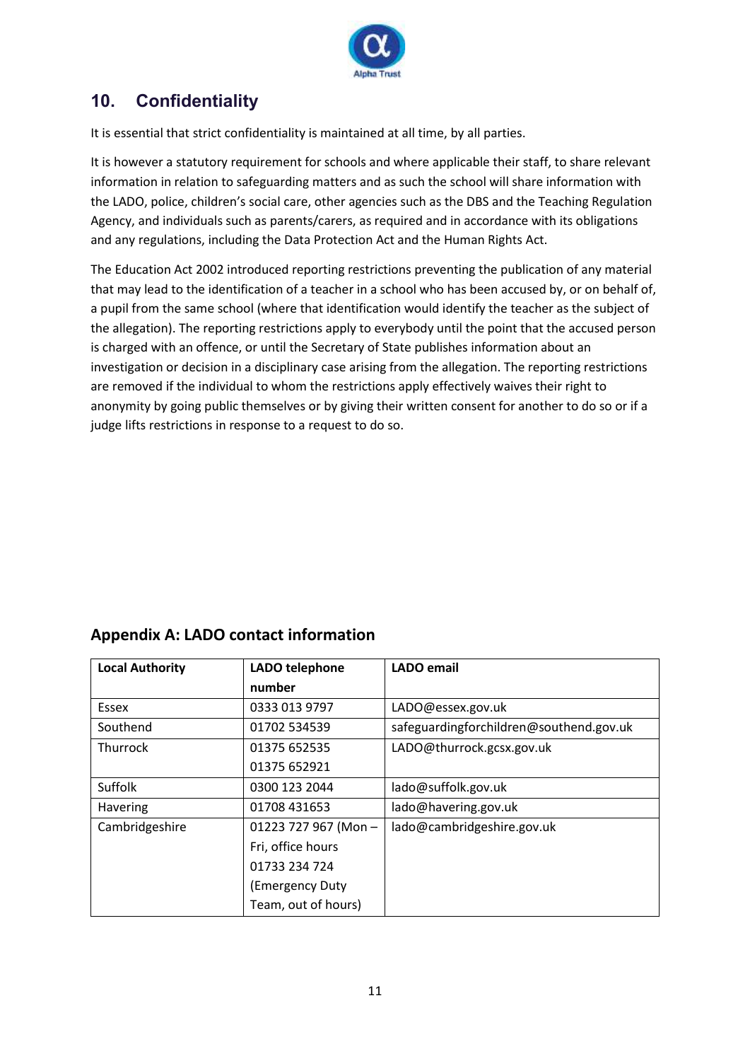## 10. Confidentiality

It is essential that strict confidentiality is maintained at all time, by all parties.

It is however a statutory requirement for schools and where applicable their staff, to share relevant information in relation to safeguarding matters and as such the school will share information with the LADO, police, children's social care, other agencies such as the DBS and the Teaching Regulation Agency, and individuals such as parents/carers, as required and in accordance with its obligations and any regulations, including the Data Protection Act and the Human Rights Act.

The Education Act 2002 introduced reporting restrictions preventing the publication of any material that may lead to the identification of a teacher in a school who has been accused by, or on behalf of, a pupil from the same school (where that identification would identify the teacher as the subject of the allegation). The reporting restrictions apply to everybody until the point that the accused person is charged with an offence, or until the Secretary of State publishes information about an investigation or decision in a disciplinary case arising from the allegation. The reporting restrictions are removed if the individual to whom the restrictions apply effectively waives their right to anonymity by going public themselves or by giving their written consent for another to do so or if a judge lifts restrictions in response to a request to do so.

### Appendix A: LADO contact information

| Local Authority | LADO telephone number | LADO email |
|---|---|---|
| Essex | 0333 013 9797 | LADO@essex.gov.uk |
| Southend | 01702 534539 | safeguardingforchildren@southend.gov.uk |
| Thurrock | 01375 652535<br>01375 652921 | LADO@thurrock.gcsx.gov.uk |
| Suffolk | 0300 123 2044 | lado@suffolk.gov.uk |
| Havering | 01708 431653 | lado@havering.gov.uk |
| Cambridgeshire | 01223 727 967 (Mon – Fri, office hours<br>01733 234 724 (Emergency Duty Team, out of hours) | lado@cambridgeshire.gov.uk |